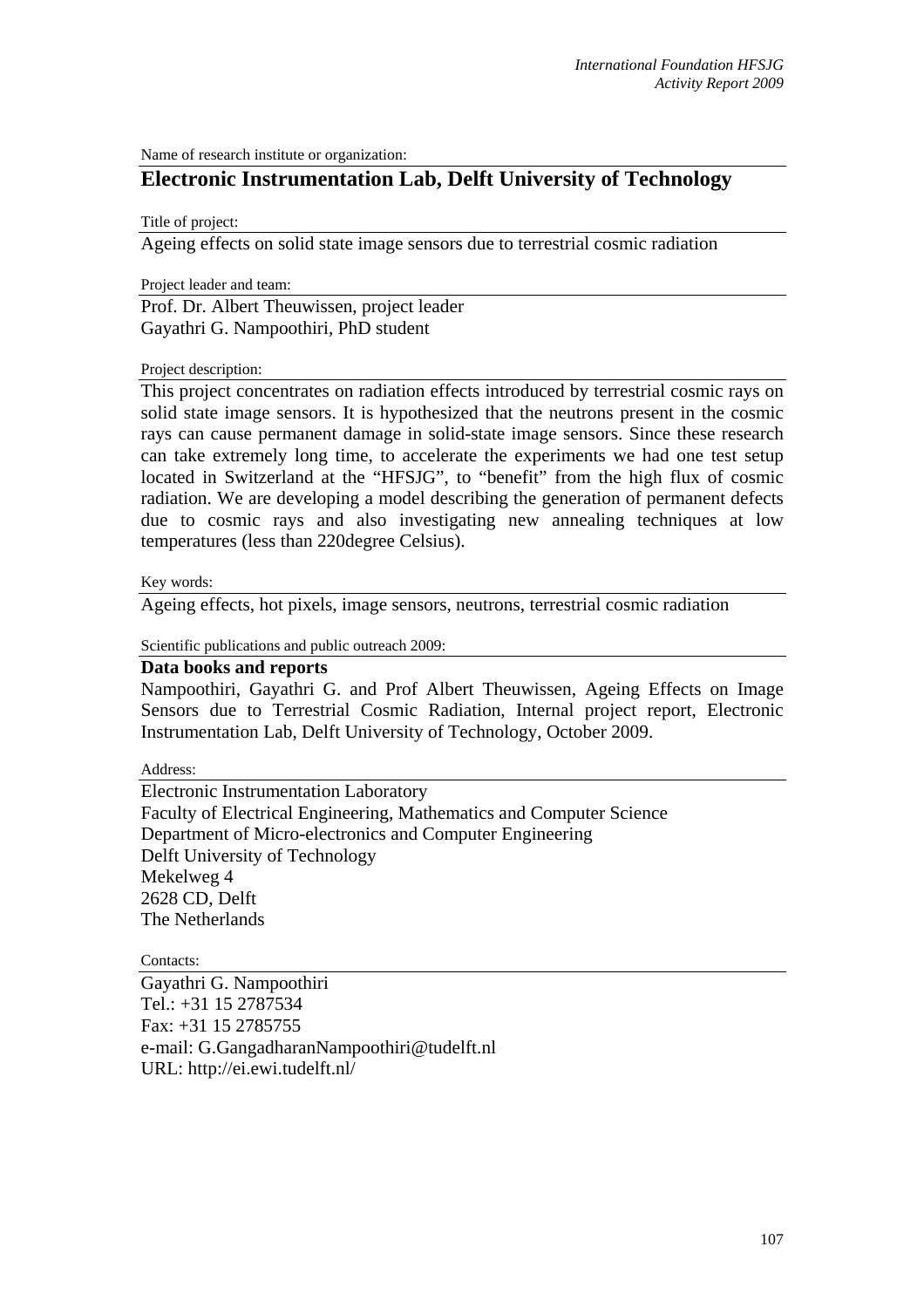Name of research institute or organization:

## Electronic Instrumentation Lab, Delft University of Technology

Title of project:

Ageing effects on solid state image sensors due to terrestrial cosmic radiation

Project leader and team:

Prof. Dr. Albert Theuwissen, project leader
Gayathri G. Nampoothiri, PhD student

Project description:

This project concentrates on radiation effects introduced by terrestrial cosmic rays on solid state image sensors. It is hypothesized that the neutrons present in the cosmic rays can cause permanent damage in solid-state image sensors. Since these research can take extremely long time, to accelerate the experiments we had one test setup located in Switzerland at the "HFSJG", to "benefit" from the high flux of cosmic radiation. We are developing a model describing the generation of permanent defects due to cosmic rays and also investigating new annealing techniques at low temperatures (less than 220degree Celsius).

Key words:

Ageing effects, hot pixels, image sensors, neutrons, terrestrial cosmic radiation

Scientific publications and public outreach 2009:

**Data books and reports**

Nampoothiri, Gayathri G. and Prof Albert Theuwissen, Ageing Effects on Image Sensors due to Terrestrial Cosmic Radiation, Internal project report, Electronic Instrumentation Lab, Delft University of Technology, October 2009.

Address:

Electronic Instrumentation Laboratory
Faculty of Electrical Engineering, Mathematics and Computer Science
Department of Micro-electronics and Computer Engineering
Delft University of Technology
Mekelweg 4
2628 CD, Delft
The Netherlands

Contacts:

Gayathri G. Nampoothiri
Tel.: +31 15 2787534
Fax: +31 15 2785755
e-mail: G.GangadharanNampoothiri@tudelft.nl
URL: http://ei.ewi.tudelft.nl/